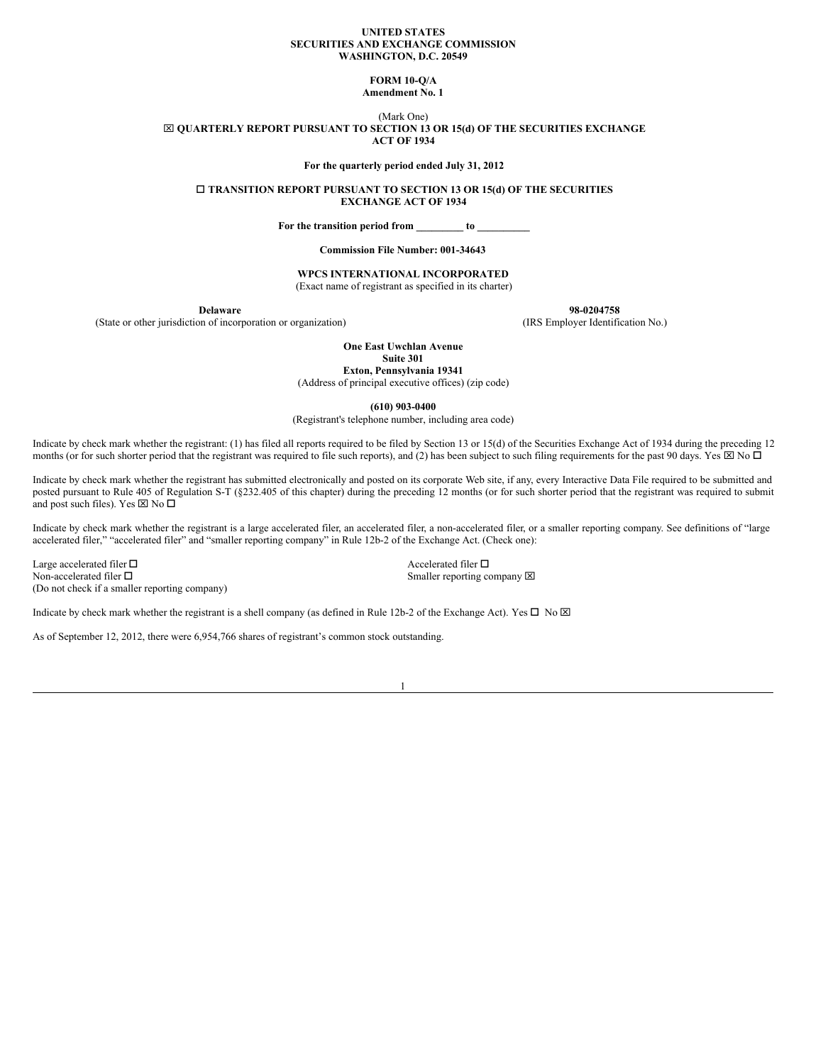**UNITED STATES**
**SECURITIES AND EXCHANGE COMMISSION**
**WASHINGTON, D.C. 20549**

**FORM 10-Q/A**
**Amendment No. 1**

(Mark One)

☒ **QUARTERLY REPORT PURSUANT TO SECTION 13 OR 15(d) OF THE SECURITIES EXCHANGE ACT OF 1934**

**For the quarterly period ended July 31, 2012**

☐ **TRANSITION REPORT PURSUANT TO SECTION 13 OR 15(d) OF THE SECURITIES EXCHANGE ACT OF 1934**

**For the transition period from _________ to __________**

**Commission File Number: 001-34643**

**WPCS INTERNATIONAL INCORPORATED**
(Exact name of registrant as specified in its charter)

| **Delaware** | **98-0204758** |
|---|---|
| (State or other jurisdiction of incorporation or organization) | (IRS Employer Identification No.) |

**One East Uwchlan Avenue**
**Suite 301**
**Exton, Pennsylvania 19341**
(Address of principal executive offices) (zip code)

**(610) 903-0400**
(Registrant's telephone number, including area code)

Indicate by check mark whether the registrant: (1) has filed all reports required to be filed by Section 13 or 15(d) of the Securities Exchange Act of 1934 during the preceding 12 months (or for such shorter period that the registrant was required to file such reports), and (2) has been subject to such filing requirements for the past 90 days. Yes ☒ No ☐

Indicate by check mark whether the registrant has submitted electronically and posted on its corporate Web site, if any, every Interactive Data File required to be submitted and posted pursuant to Rule 405 of Regulation S-T (§232.405 of this chapter) during the preceding 12 months (or for such shorter period that the registrant was required to submit and post such files). Yes ☒ No ☐

Indicate by check mark whether the registrant is a large accelerated filer, an accelerated filer, a non-accelerated filer, or a smaller reporting company. See definitions of "large accelerated filer," "accelerated filer" and "smaller reporting company" in Rule 12b-2 of the Exchange Act. (Check one):

| | |
|---|---|
| Large accelerated filer ☐ | Accelerated filer ☐ |
| Non-accelerated filer ☐ | Smaller reporting company ☒ |
| (Do not check if a smaller reporting company) | |

Indicate by check mark whether the registrant is a shell company (as defined in Rule 12b-2 of the Exchange Act). Yes ☐ No ☒

As of September 12, 2012, there were 6,954,766 shares of registrant's common stock outstanding.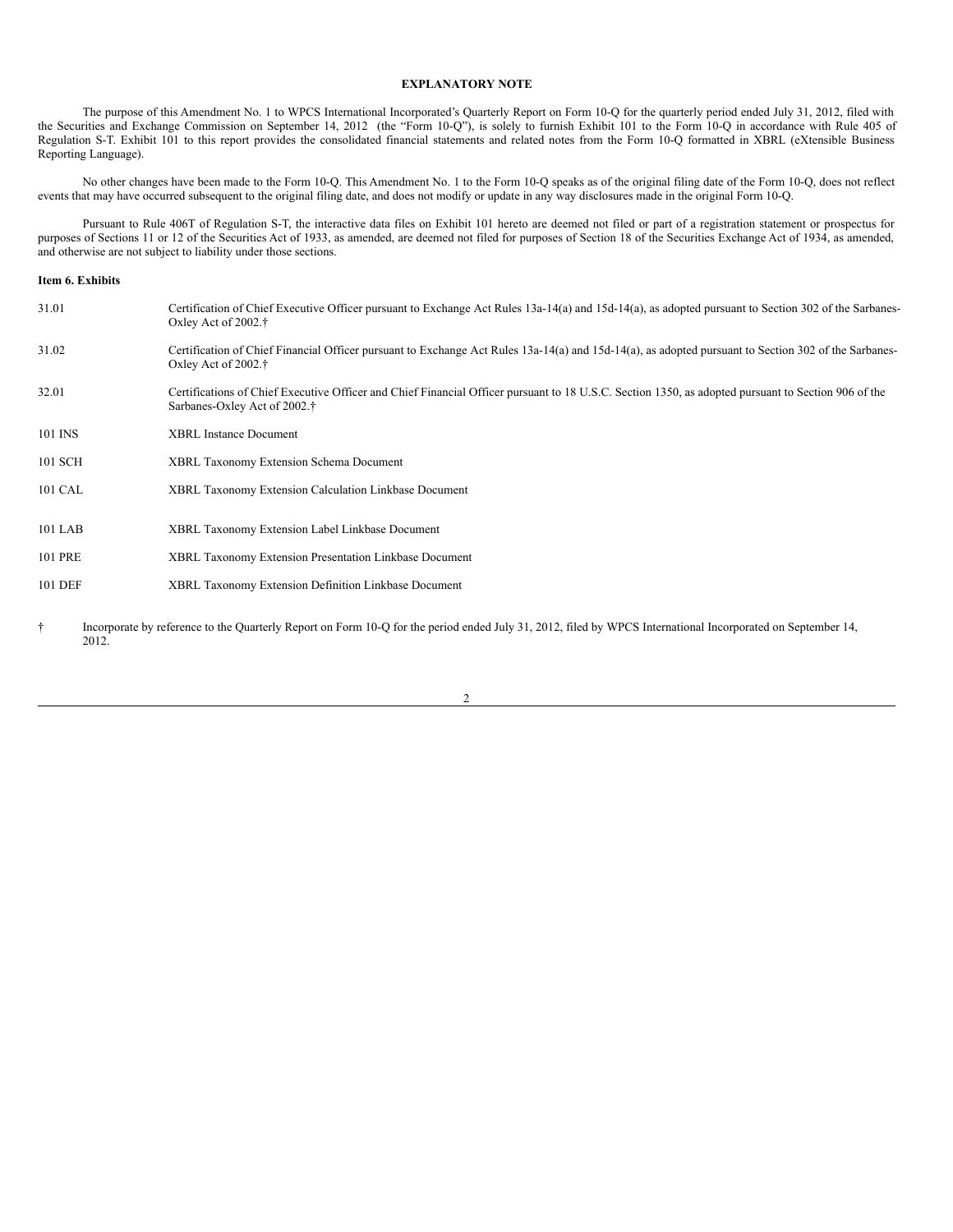## EXPLANATORY NOTE

The purpose of this Amendment No. 1 to WPCS International Incorporated's Quarterly Report on Form 10-Q for the quarterly period ended July 31, 2012, filed with the Securities and Exchange Commission on September 14, 2012 (the "Form 10-Q"), is solely to furnish Exhibit 101 to the Form 10-Q in accordance with Rule 405 of Regulation S-T. Exhibit 101 to this report provides the consolidated financial statements and related notes from the Form 10-Q formatted in XBRL (eXtensible Business Reporting Language).

No other changes have been made to the Form 10-Q. This Amendment No. 1 to the Form 10-Q speaks as of the original filing date of the Form 10-Q, does not reflect events that may have occurred subsequent to the original filing date, and does not modify or update in any way disclosures made in the original Form 10-Q.

Pursuant to Rule 406T of Regulation S-T, the interactive data files on Exhibit 101 hereto are deemed not filed or part of a registration statement or prospectus for purposes of Sections 11 or 12 of the Securities Act of 1933, as amended, are deemed not filed for purposes of Section 18 of the Securities Exchange Act of 1934, as amended, and otherwise are not subject to liability under those sections.

**Item 6. Exhibits**

| | |
|---|---|
| 31.01 | Certification of Chief Executive Officer pursuant to Exchange Act Rules 13a-14(a) and 15d-14(a), as adopted pursuant to Section 302 of the Sarbanes-Oxley Act of 2002.† |
| 31.02 | Certification of Chief Financial Officer pursuant to Exchange Act Rules 13a-14(a) and 15d-14(a), as adopted pursuant to Section 302 of the Sarbanes-Oxley Act of 2002.† |
| 32.01 | Certifications of Chief Executive Officer and Chief Financial Officer pursuant to 18 U.S.C. Section 1350, as adopted pursuant to Section 906 of the Sarbanes-Oxley Act of 2002.† |
| 101 INS | XBRL Instance Document |
| 101 SCH | XBRL Taxonomy Extension Schema Document |
| 101 CAL | XBRL Taxonomy Extension Calculation Linkbase Document |
| 101 LAB | XBRL Taxonomy Extension Label Linkbase Document |
| 101 PRE | XBRL Taxonomy Extension Presentation Linkbase Document |
| 101 DEF | XBRL Taxonomy Extension Definition Linkbase Document |

† Incorporate by reference to the Quarterly Report on Form 10-Q for the period ended July 31, 2012, filed by WPCS International Incorporated on September 14, 2012.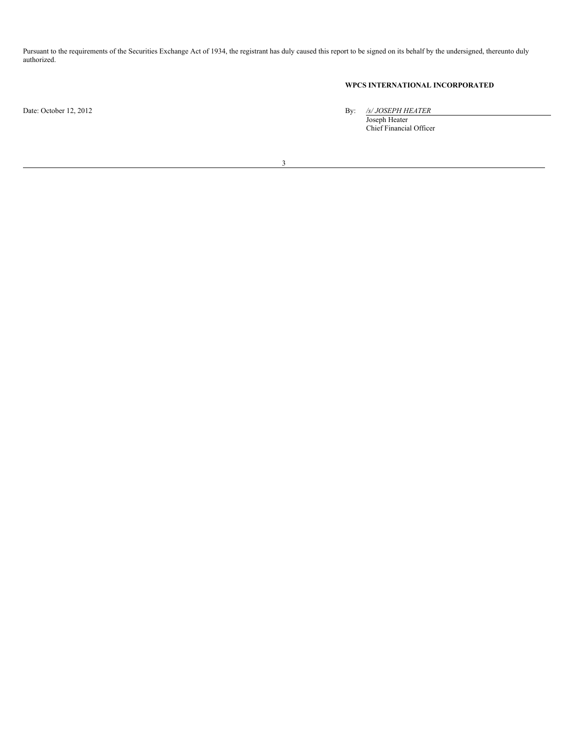Pursuant to the requirements of the Securities Exchange Act of 1934, the registrant has duly caused this report to be signed on its behalf by the undersigned, thereunto duly authorized.

**WPCS INTERNATIONAL INCORPORATED**

Date: October 12, 2012

By: */s/ JOSEPH HEATER*
Joseph Heater
Chief Financial Officer